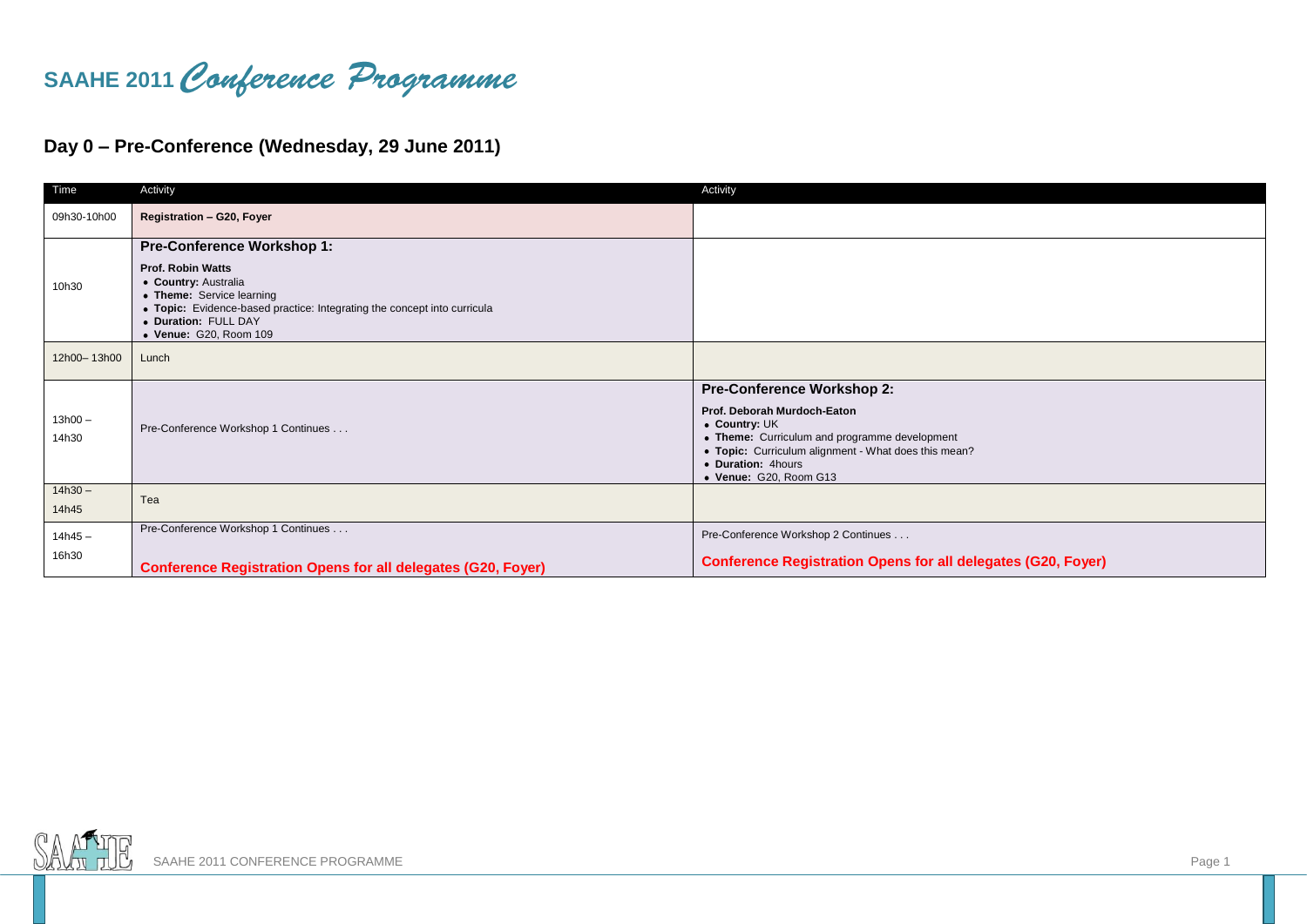# SAAHE 2011 *Conference Programme*

## Day 0 – Pre-Conference (Wednesday, 29 June 2011)

| Time | Activity | Activity |
|---|---|---|
| 09h30-10h00 | **Registration – G20, Foyer** | |
| 10h30 | **Pre-Conference Workshop 1:**<br><br>**Prof. Robin Watts**<br>• **Country:** Australia<br>• **Theme:** Service learning<br>• **Topic:** Evidence-based practice: Integrating the concept into curricula<br>• **Duration:** FULL DAY<br>• **Venue:** G20, Room 109 | |
| 12h00– 13h00 | Lunch | |
| 13h00 – 14h30 | Pre-Conference Workshop 1 Continues . . . | **Pre-Conference Workshop 2:**<br><br>**Prof. Deborah Murdoch-Eaton**<br>• **Country:** UK<br>• **Theme:** Curriculum and programme development<br>• **Topic:** Curriculum alignment - What does this mean?<br>• **Duration:** 4hours<br>• **Venue:** G20, Room G13 |
| 14h30 – 14h45 | Tea | |
| 14h45 – 16h30 | Pre-Conference Workshop 1 Continues . . .<br><br>**Conference Registration Opens for all delegates (G20, Foyer)** | Pre-Conference Workshop 2 Continues . . .<br><br>**Conference Registration Opens for all delegates (G20, Foyer)** |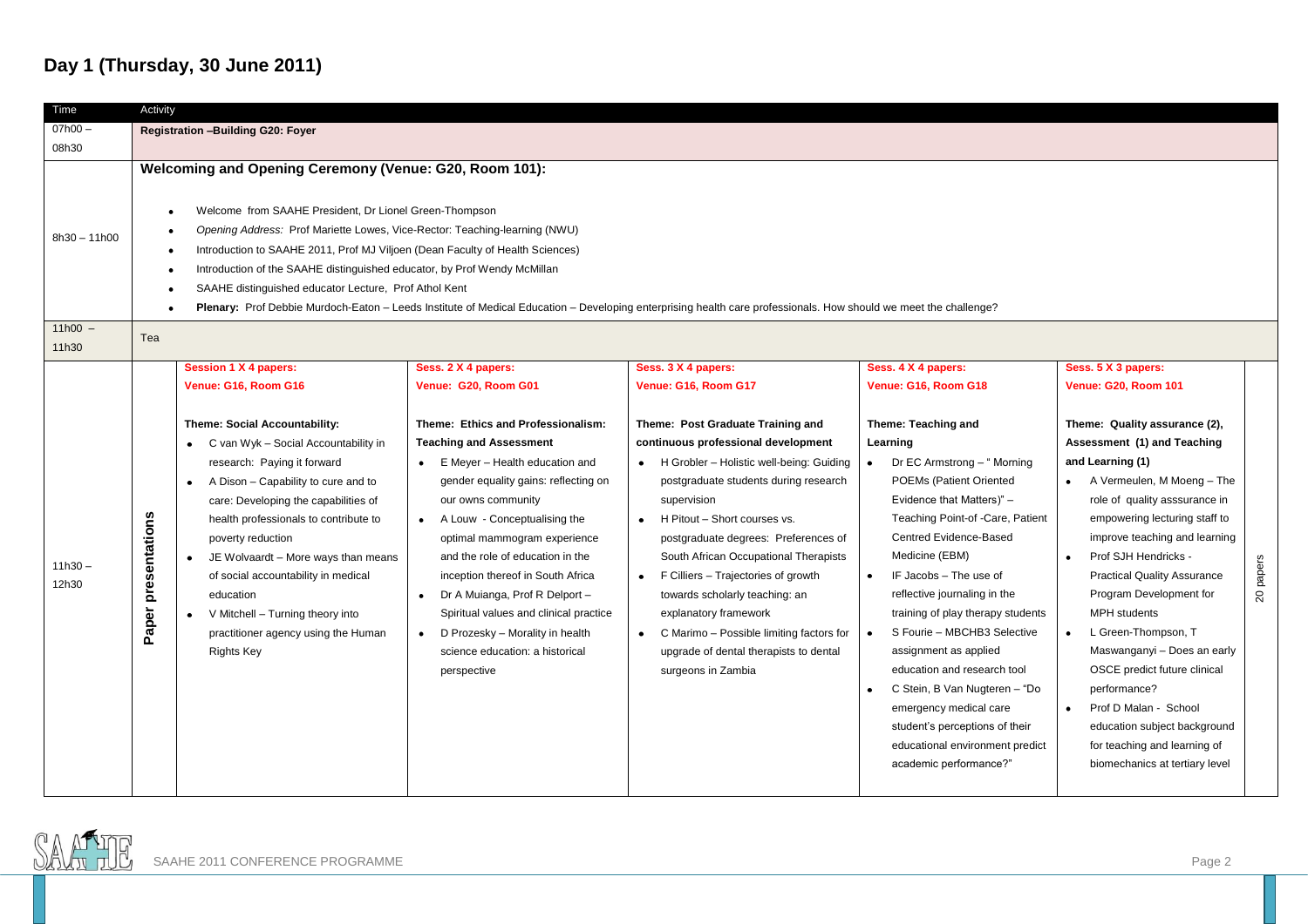## Day 1 (Thursday, 30 June 2011)

| Time | Activity | | | | | | |
|---|---|---|---|---|---|---|---|
| 07h00 – 08h30 | **Registration –Building G20: Foyer** | | | | | | |
| 8h30 – 11h00 | **Welcoming and Opening Ceremony (Venue: G20, Room 101):**<br>• Welcome from SAAHE President, Dr Lionel Green-Thompson<br>• *Opening Address:* Prof Mariette Lowes, Vice-Rector: Teaching-learning (NWU)<br>• Introduction to SAAHE 2011, Prof MJ Viljoen (Dean Faculty of Health Sciences)<br>• Introduction of the SAAHE distinguished educator, by Prof Wendy McMillan<br>• SAAHE distinguished educator Lecture, Prof Athol Kent<br>• **Plenary:** Prof Debbie Murdoch-Eaton – Leeds Institute of Medical Education – Developing enterprising health care professionals. How should we meet the challenge? | | | | | | |
| 11h00 – 11h30 | Tea | | | | | | |
| 11h30 – 12h30 | **Paper presentations** | **Session 1 X 4 papers:**<br>**Venue: G16, Room G16**<br><br>**Theme: Social Accountability:**<br>• C van Wyk – Social Accountability in research: Paying it forward<br>• A Dison – Capability to cure and to care: Developing the capabilities of health professionals to contribute to poverty reduction<br>• JE Wolvaardt – More ways than means of social accountability in medical education<br>• V Mitchell – Turning theory into practitioner agency using the Human Rights Key | **Sess. 2 X 4 papers:**<br>**Venue: G20, Room G01**<br><br>**Theme: Ethics and Professionalism: Teaching and Assessment**<br>• E Meyer – Health education and gender equality gains: reflecting on our owns community<br>• A Louw - Conceptualising the optimal mammogram experience and the role of education in the inception thereof in South Africa<br>• Dr A Muianga, Prof R Delport – Spiritual values and clinical practice<br>• D Prozesky – Morality in health science education: a historical perspective | **Sess. 3 X 4 papers:**<br>**Venue: G16, Room G17**<br><br>**Theme: Post Graduate Training and continuous professional development**<br>• H Grobler – Holistic well-being: Guiding postgraduate students during research supervision<br>• H Pitout – Short courses vs. postgraduate degrees: Preferences of South African Occupational Therapists<br>• F Cilliers – Trajectories of growth towards scholarly teaching: an explanatory framework<br>• C Marimo – Possible limiting factors for upgrade of dental therapists to dental surgeons in Zambia | **Sess. 4 X 4 papers:**<br>**Venue: G16, Room G18**<br><br>**Theme: Teaching and Learning**<br>• Dr EC Armstrong – " Morning POEMs (Patient Oriented Evidence that Matters)" – Teaching Point-of -Care, Patient Centred Evidence-Based Medicine (EBM)<br>• IF Jacobs – The use of reflective journaling in the training of play therapy students<br>• S Fourie – MBCHB3 Selective assignment as applied education and research tool<br>• C Stein, B Van Nugteren – "Do emergency medical care student's perceptions of their educational environment predict academic performance?" | **Sess. 5 X 3 papers:**<br>**Venue: G20, Room 101**<br><br>**Theme: Quality assurance (2), Assessment (1) and Teaching and Learning (1)**<br>• A Vermeulen, M Moeng – The role of quality asssurance in empowering lecturing staff to improve teaching and learning<br>• Prof SJH Hendricks - Practical Quality Assurance Program Development for MPH students<br>• L Green-Thompson, T Maswanganyi – Does an early OSCE predict future clinical performance?<br>• Prof D Malan - School education subject background for teaching and learning of biomechanics at tertiary level | 20 papers |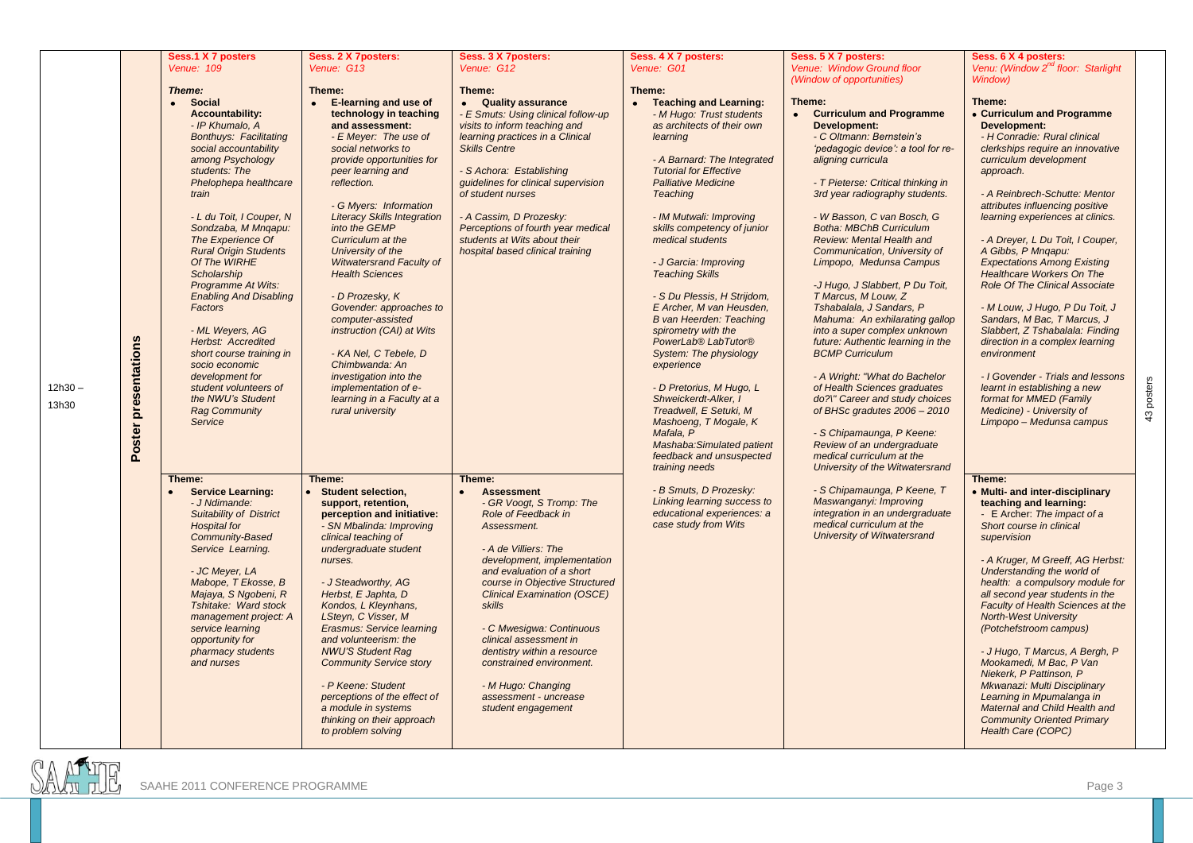| | | | | | | | | |
|---|---|---|---|---|---|---|---|---|
| 12h30 – 13h30 | **Poster presentations** | **Sess.1 X 7 posters** *Venue: 109* <br><br> ***Theme:*** <br> • **Social Accountability:** <br> *- IP Khumalo, A Bonthuys: Facilitating social accountability among Psychology students: The Phelophepa healthcare train* <br><br> *- L du Toit, I Couper, N Sondzaba, M Mnqapu: The Experience Of Rural Origin Students Of The WIRHE Scholarship Programme At Wits: Enabling And Disabling Factors* <br><br> *- ML Weyers, AG Herbst: Accredited short course training in socio economic development for student volunteers of the NWU's Student Rag Community Service* | **Sess. 2 X 7posters:** *Venue: G13* <br><br> **Theme:** <br> • **E-learning and use of technology in teaching and assessment:** <br> *- E Meyer: The use of social networks to provide opportunities for peer learning and reflection.* <br><br> *- G Myers: Information Literacy Skills Integration into the GEMP Curriculum at the University of the Witwatersrand Faculty of Health Sciences* <br><br> *- D Prozesky, K Govender: approaches to computer-assisted instruction (CAI) at Wits* <br><br> *- KA Nel, C Tebele, D Chimbwanda: An investigation into the implementation of e-learning in a Faculty at a rural university* | **Sess. 3 X 7posters:** *Venue: G12* <br><br> **Theme:** <br> • **Quality assurance** <br> *- E Smuts: Using clinical follow-up visits to inform teaching and learning practices in a Clinical Skills Centre* <br><br> *- S Achora: Establishing guidelines for clinical supervision of student nurses* <br><br> *- A Cassim, D Prozesky: Perceptions of fourth year medical students at Wits about their hospital based clinical training* | **Sess. 4 X 7 posters:** *Venue: G01* <br><br> **Theme:** <br> • **Teaching and Learning:** <br> *- M Hugo: Trust students as architects of their own learning* <br><br> *- A Barnard: The Integrated Tutorial for Effective Palliative Medicine Teaching* <br><br> *- IM Mutwali: Improving skills competency of junior medical students* <br><br> *- J Garcia: Improving Teaching Skills* <br><br> *- S Du Plessis, H Strijdom, E Archer, M van Heusden, B van Heerden: Teaching spirometry with the PowerLab® LabTutor® System: The physiology experience* <br><br> *- D Pretorius, M Hugo, L Shweickerdt-Alker, I Treadwell, E Setuki, M Mashoeng, T Mogale, K Mafala, P Mashaba:Simulated patient feedback and unsuspected training needs* | **Sess. 5 X 7 posters:** *Venue: Window Ground floor (Window of opportunities)* <br><br> **Theme:** <br> • **Curriculum and Programme Development:** <br> *- C Oltmann: Bernstein's 'pedagogic device': a tool for re-aligning curricula* <br><br> *- T Pieterse: Critical thinking in 3rd year radiography students.* <br><br> *- W Basson, C van Bosch, G Botha: MBChB Curriculum Review: Mental Health and Communication, University of Limpopo, Medunsa Campus* <br><br> *-J Hugo, J Slabbert, P Du Toit, T Marcus, M Louw, Z Tshabalala, J Sandars, P Mahuma: An exhilarating gallop into a super complex unknown future: Authentic learning in the BCMP Curriculum* <br><br> *- A Wright: "What do Bachelor of Health Sciences graduates do?\" Career and study choices of BHSc gradutes 2006 – 2010* <br><br> *- S Chipamaunga, P Keene: Review of an undergraduate medical curriculum at the University of the Witwatersrand* | **Sess. 6 X 4 posters:** *Venu: (Window 2nd floor: Starlight Window)* <br><br> **Theme:** <br> • **Curriculum and Programme Development:** <br> *- H Conradie: Rural clinical clerkships require an innovative curriculum development approach.* <br><br> *- A Reinbrech-Schutte: Mentor attributes influencing positive learning experiences at clinics.* <br><br> *- A Dreyer, L Du Toit, I Couper, A Gibbs, P Mnqapu: Expectations Among Existing Healthcare Workers On The Role Of The Clinical Associate* <br><br> *- M Louw, J Hugo, P Du Toit, J Sandars, M Bac, T Marcus, J Slabbert, Z Tshabalala: Finding direction in a complex learning environment* <br><br> *- I Govender - Trials and lessons learnt in establishing a new format for MMED (Family Medicine) - University of Limpopo – Medunsa campus* | 43 posters |
| | | **Theme:** <br> • **Service Learning:** <br> *- J Ndimande: Suitability of District Hospital for Community-Based Service Learning.* <br><br> *- JC Meyer, LA Mabope, T Ekosse, B Majaja, S Ngobeni, R Tshitake: Ward stock management project: A service learning opportunity for pharmacy students and nurses* | **Theme:** <br> • **Student selection, support, retention, perception and initiative:** <br> *- SN Mbalinda: Improving clinical teaching of undergraduate student nurses.* <br><br> *- J Steadworthy, AG Herbst, E Japhta, D Kondos, L Kleynhans, LSteyn, C Visser, M Erasmus: Service learning and volunteerism: the NWU'S Student Rag Community Service story* <br><br> *- P Keene: Student perceptions of the effect of a module in systems thinking on their approach to problem solving* | **Theme:** <br> • **Assessment** <br> *- GR Voogt, S Tromp: The Role of Feedback in Assessment.* <br><br> *- A de Villiers: The development, implementation and evaluation of a short course in Objective Structured Clinical Examination (OSCE) skills* <br><br> *- C Mwesigwa: Continuous clinical assessment in dentistry within a resource constrained environment.* <br><br> *- M Hugo: Changing assessment - uncrease student engagement* | *- B Smuts, D Prozesky: Linking learning success to educational experiences: a case study from Wits* | *- S Chipamaunga, P Keene, T Maswanganyi: Improving integration in an undergraduate medical curriculum at the University of Witwatersrand* | **Theme:** <br> • **Multi- and inter-disciplinary teaching and learning:** <br> - E Archer: *The impact of a Short course in clinical supervision* <br><br> *- A Kruger, M Greeff, AG Herbst: Understanding the world of health: a compulsory module for all second year students in the Faculty of Health Sciences at the North-West University (Potchefstroom campus)* <br><br> *- J Hugo, T Marcus, A Bergh, P Mookamedi, M Bac, P Van Niekerk, P Pattinson, P Mkwanazi: Multi Disciplinary Learning in Mpumalanga in Maternal and Child Health and Community Oriented Primary Health Care (COPC)* | |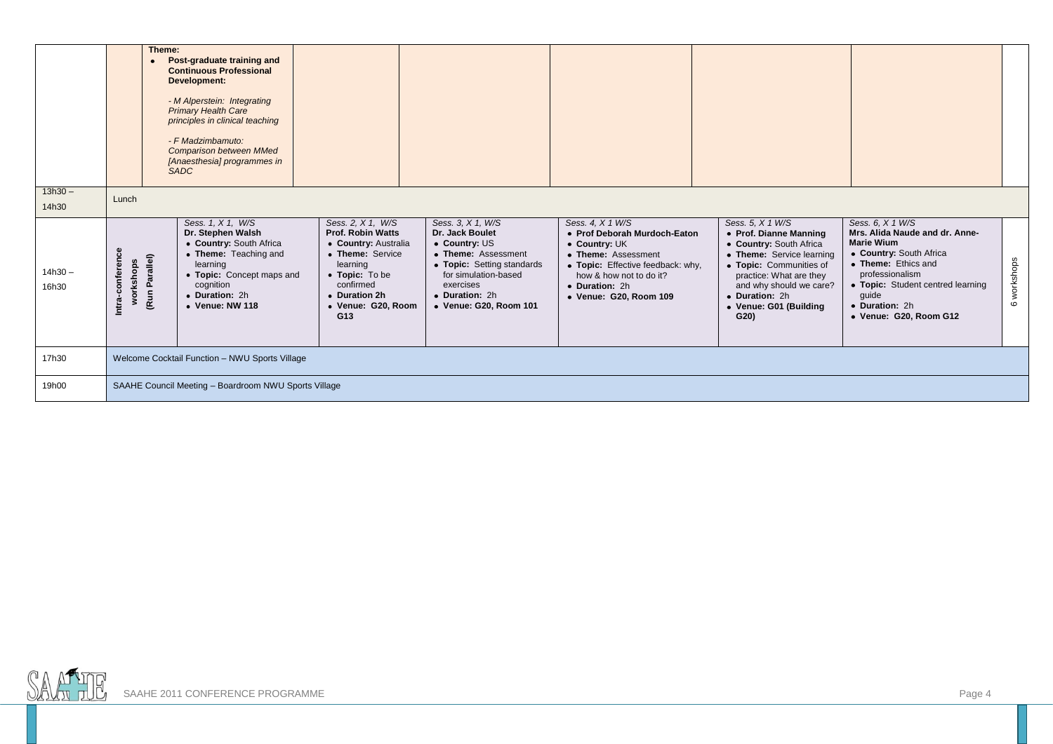| | | | | | | | | |
|---|---|---|---|---|---|---|---|---|
| | | **Theme:**<br>• **Post-graduate training and Continuous Professional Development:**<br><br>*- M Alperstein: Integrating Primary Health Care principles in clinical teaching*<br><br>*- F Madzimbamuto: Comparison between MMed [Anaesthesia] programmes in SADC* | | | | | | |
| 13h30 – 14h30 | Lunch | | | | | | | |
| 14h30 – 16h30 | **Intra-conference workshops (Run Parallel)** | *Sess. 1, X 1, W/S*<br>**Dr. Stephen Walsh**<br>• **Country:** South Africa<br>• **Theme:** Teaching and learning<br>• **Topic:** Concept maps and cognition<br>• **Duration:** 2h<br>• **Venue: NW 118** | *Sess. 2, X 1, W/S*<br>**Prof. Robin Watts**<br>• **Country:** Australia<br>• **Theme:** Service learning<br>• **Topic:** To be confirmed<br>• **Duration 2h**<br>• **Venue: G20, Room G13** | *Sess. 3, X 1, W/S*<br>**Dr. Jack Boulet**<br>• **Country:** US<br>• **Theme:** Assessment<br>• **Topic:** Setting standards for simulation-based exercises<br>• **Duration:** 2h<br>• **Venue: G20, Room 101** | *Sess. 4, X 1 W/S*<br>• **Prof Deborah Murdoch-Eaton**<br>• **Country:** UK<br>• **Theme:** Assessment<br>• **Topic:** Effective feedback: why, how & how not to do it?<br>• **Duration:** 2h<br>• **Venue: G20, Room 109** | *Sess. 5, X 1 W/S*<br>• **Prof. Dianne Manning**<br>• **Country:** South Africa<br>• **Theme:** Service learning<br>• **Topic:** Communities of practice: What are they and why should we care?<br>• **Duration:** 2h<br>• **Venue: G01 (Building G20)** | *Sess. 6, X 1 W/S*<br>**Mrs. Alida Naude and dr. Anne-Marie Wium**<br>• **Country:** South Africa<br>• **Theme:** Ethics and professionalism<br>• **Topic:** Student centred learning guide<br>• **Duration:** 2h<br>• **Venue: G20, Room G12** | 6 workshops |
| 17h30 | Welcome Cocktail Function – NWU Sports Village | | | | | | | |
| 19h00 | SAAHE Council Meeting – Boardroom NWU Sports Village | | | | | | | |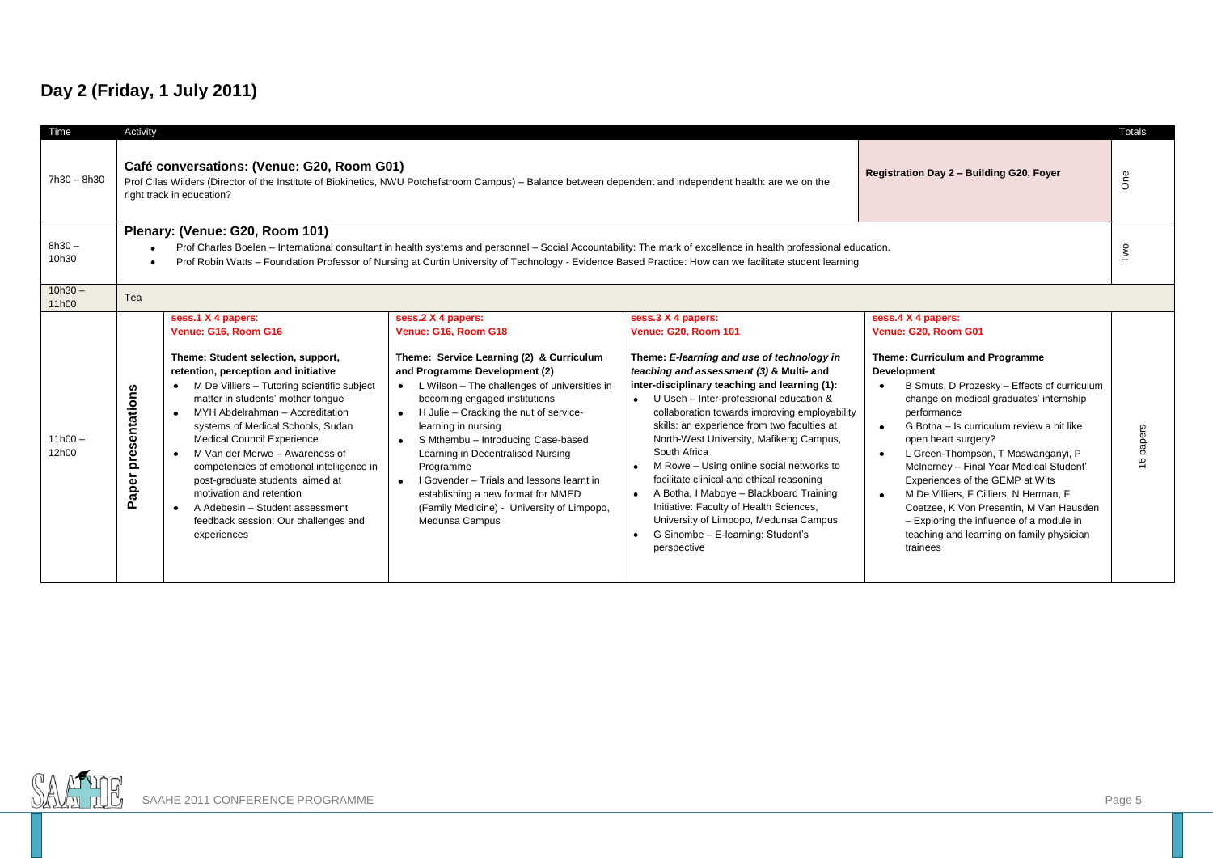## Day 2 (Friday, 1 July 2011)

| Time | Activity | | | | | Totals |
|---|---|---|---|---|---|---|
| 7h30 – 8h30 | **Café conversations: (Venue: G20, Room G01)**<br>Prof Cilas Wilders (Director of the Institute of Biokinetics, NWU Potchefstroom Campus) – Balance between dependent and independent health: are we on the right track in education? | | | | **Registration Day 2 – Building G20, Foyer** | One |
| 8h30 – 10h30 | **Plenary: (Venue: G20, Room 101)**<br>• Prof Charles Boelen – International consultant in health systems and personnel – Social Accountability: The mark of excellence in health professional education.<br>• Prof Robin Watts – Foundation Professor of Nursing at Curtin University of Technology - Evidence Based Practice: How can we facilitate student learning | | | | | Two |
| 10h30 – 11h00 | Tea | | | | | |
| 11h00 – 12h00 | **Paper presentations** | **sess.1 X 4 papers:**<br>**Venue: G16, Room G16**<br><br>**Theme: Student selection, support, retention, perception and initiative**<br>• M De Villiers – Tutoring scientific subject matter in students' mother tongue<br>• MYH Abdelrahman – Accreditation systems of Medical Schools, Sudan Medical Council Experience<br>• M Van der Merwe – Awareness of competencies of emotional intelligence in post-graduate students aimed at motivation and retention<br>• A Adebesin – Student assessment feedback session: Our challenges and experiences | **sess.2 X 4 papers:**<br>**Venue: G16, Room G18**<br><br>**Theme: Service Learning (2) & Curriculum and Programme Development (2)**<br>• L Wilson – The challenges of universities in becoming engaged institutions<br>• H Julie – Cracking the nut of service-learning in nursing<br>• S Mthembu – Introducing Case-based Learning in Decentralised Nursing Programme<br>• I Govender – Trials and lessons learnt in establishing a new format for MMED (Family Medicine) - University of Limpopo, Medunsa Campus | **sess.3 X 4 papers:**<br>**Venue: G20, Room 101**<br><br>**Theme: *E-learning and use of technology in teaching and assessment (3)* & Multi- and inter-disciplinary teaching and learning (1):**<br>• U Useh – Inter-professional education & collaboration towards improving employability skills: an experience from two faculties at North-West University, Mafikeng Campus, South Africa<br>• M Rowe – Using online social networks to facilitate clinical and ethical reasoning<br>• A Botha, I Maboye – Blackboard Training Initiative: Faculty of Health Sciences, University of Limpopo, Medunsa Campus<br>• G Sinombe – E-learning: Student's perspective | **sess.4 X 4 papers:**<br>**Venue: G20, Room G01**<br><br>**Theme: Curriculum and Programme Development**<br>• B Smuts, D Prozesky – Effects of curriculum change on medical graduates' internship performance<br>• G Botha – Is curriculum review a bit like open heart surgery?<br>• L Green-Thompson, T Maswanganyi, P McInerney – Final Year Medical Student' Experiences of the GEMP at Wits<br>• M De Villiers, F Cilliers, N Herman, F Coetzee, K Von Presentin, M Van Heusden – Exploring the influence of a module in teaching and learning on family physician trainees | 16 papers |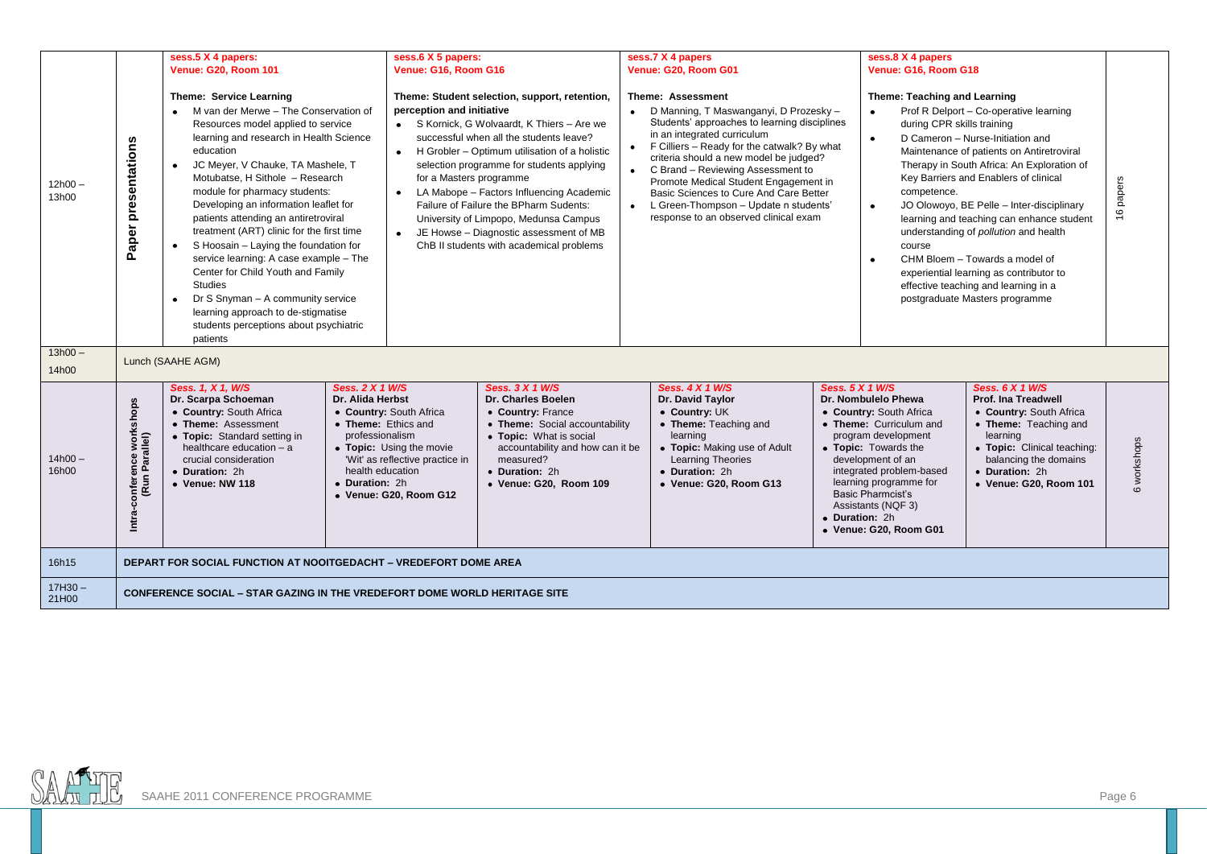| | | | | | | | |
|---|---|---|---|---|---|---|---|
| 12h00 – 13h00 | **Paper presentations** | **sess.5 X 4 papers:**<br>**Venue: G20, Room 101**<br><br>**Theme: Service Learning**<br>• M van der Merwe – The Conservation of Resources model applied to service learning and research in Health Science education<br>• JC Meyer, V Chauke, TA Mashele, T Motubatse, H Sithole – Research module for pharmacy students: Developing an information leaflet for patients attending an antiretroviral treatment (ART) clinic for the first time<br>• S Hoosain – Laying the foundation for service learning: A case example – The Center for Child Youth and Family Studies<br>• Dr S Snyman – A community service learning approach to de-stigmatise students perceptions about psychiatric patients | **sess.6 X 5 papers:**<br>**Venue: G16, Room G16**<br><br>**Theme: Student selection, support, retention, perception and initiative**<br>• S Kornick, G Wolvaardt, K Thiers – Are we successful when all the students leave?<br>• H Grobler – Optimum utilisation of a holistic selection programme for students applying for a Masters programme<br>• LA Mabope – Factors Influencing Academic Failure of Failure the BPharm Sudents: University of Limpopo, Medunsa Campus<br>• JE Howse – Diagnostic assessment of MB ChB II students with academical problems | **sess.7 X 4 papers**<br>**Venue: G20, Room G01**<br><br>**Theme: Assessment**<br>• D Manning, T Maswanganyi, D Prozesky – Students' approaches to learning disciplines in an integrated curriculum<br>• F Cilliers – Ready for the catwalk? By what criteria should a new model be judged?<br>• C Brand – Reviewing Assessment to Promote Medical Student Engagement in Basic Sciences to Cure And Care Better<br>• L Green-Thompson – Update n students' response to an observed clinical exam | **sess.8 X 4 papers**<br>**Venue: G16, Room G18**<br><br>**Theme: Teaching and Learning**<br>• Prof R Delport – Co-operative learning during CPR skills training<br>• D Cameron – Nurse-Initiation and Maintenance of patients on Antiretroviral Therapy in South Africa: An Exploration of Key Barriers and Enablers of clinical competence.<br>• JO Olowoyo, BE Pelle – Inter-disciplinary learning and teaching can enhance student understanding of *pollution* and health course<br>• CHM Bloem – Towards a model of experiential learning as contributor to effective teaching and learning in a postgraduate Masters programme | | | 16 papers |
| 13h00 – 14h00 | Lunch (SAAHE AGM) | | | | | | |
| 14h00 – 16h00 | **Intra-conference workshops (Run Parallel)** | ***Sess. 1, X 1, W/S***<br>**Dr. Scarpa Schoeman**<br>• **Country:** South Africa<br>• **Theme:** Assessment<br>• **Topic:** Standard setting in healthcare education – a crucial consideration<br>• **Duration:** 2h<br>• **Venue: NW 118**<br><br>***Sess. 2 X 1 W/S***<br>**Dr. Alida Herbst**<br>• **Country:** South Africa<br>• **Theme:** Ethics and professionalism<br>• **Topic:** Using the movie 'Wit' as reflective practice in health education<br>• **Duration:** 2h<br>• **Venue: G20, Room G12** | ***Sess. 3 X 1 W/S***<br>**Dr. Charles Boelen**<br>• **Country:** France<br>• **Theme:** Social accountability<br>• **Topic:** What is social accountability and how can it be measured?<br>• **Duration:** 2h<br>• **Venue: G20, Room 109** | ***Sess. 4 X 1 W/S***<br>**Dr. David Taylor**<br>• **Country:** UK<br>• **Theme:** Teaching and learning<br>• **Topic:** Making use of Adult Learning Theories<br>• **Duration:** 2h<br>• **Venue: G20, Room G13** | ***Sess. 5 X 1 W/S***<br>**Dr. Nombulelo Phewa**<br>• **Country:** South Africa<br>• **Theme:** Curriculum and program development<br>• **Topic:** Towards the development of an integrated problem-based learning programme for Basic Pharmcist's Assistants (NQF 3)<br>• **Duration:** 2h<br>• **Venue: G20, Room G01** | ***Sess. 6 X 1 W/S***<br>**Prof. Ina Treadwell**<br>• **Country:** South Africa<br>• **Theme:** Teaching and learning<br>• **Topic:** Clinical teaching: balancing the domains<br>• **Duration:** 2h<br>• **Venue: G20, Room 101** | | 6 workshops |
| 16h15 | **DEPART FOR SOCIAL FUNCTION AT NOOITGEDACHT – VREDEFORT DOME AREA** | | | | | | |
| 17H30 – 21H00 | **CONFERENCE SOCIAL – STAR GAZING IN THE VREDEFORT DOME WORLD HERITAGE SITE** | | | | | | |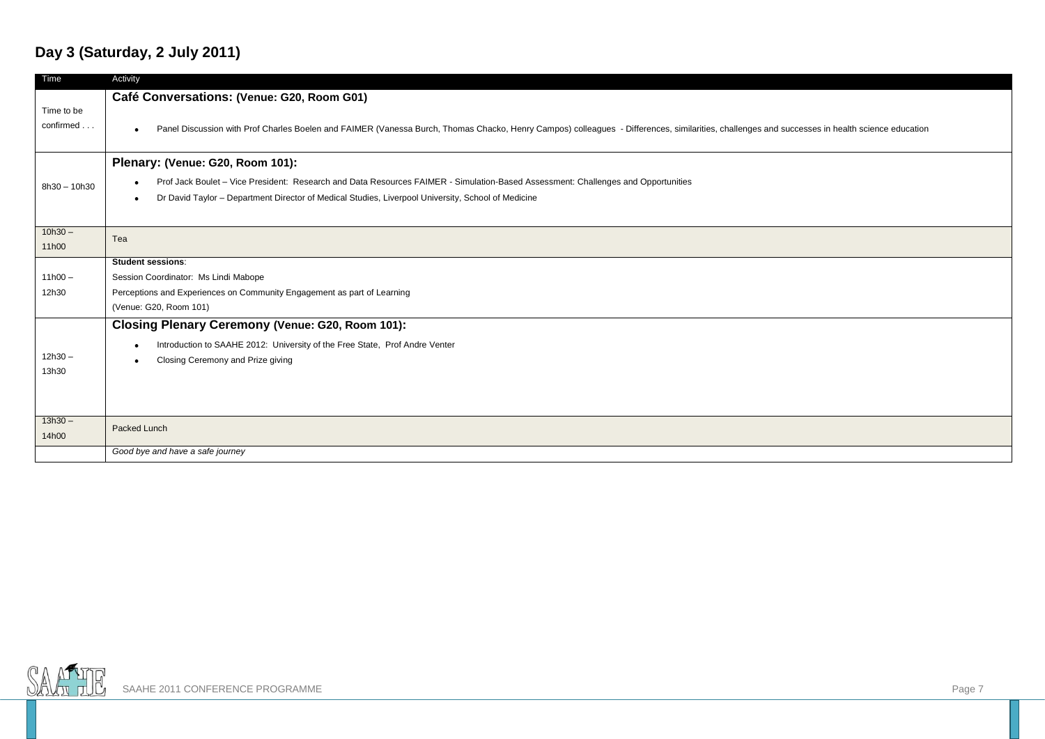## Day 3 (Saturday, 2 July 2011)

| Time | Activity |
|---|---|
| Time to be confirmed . . . | **Café Conversations: (Venue: G20, Room G01)**<br>• Panel Discussion with Prof Charles Boelen and FAIMER (Vanessa Burch, Thomas Chacko, Henry Campos) colleagues - Differences, similarities, challenges and successes in health science education |
| 8h30 – 10h30 | **Plenary: (Venue: G20, Room 101):**<br>• Prof Jack Boulet – Vice President: Research and Data Resources FAIMER - Simulation-Based Assessment: Challenges and Opportunities<br>• Dr David Taylor – Department Director of Medical Studies, Liverpool University, School of Medicine |
| 10h30 – 11h00 | Tea |
| 11h00 – 12h30 | **Student sessions**:<br>Session Coordinator: Ms Lindi Mabope<br>Perceptions and Experiences on Community Engagement as part of Learning<br>(Venue: G20, Room 101) |
| 12h30 – 13h30 | **Closing Plenary Ceremony (Venue: G20, Room 101):**<br>• Introduction to SAAHE 2012: University of the Free State, Prof Andre Venter<br>• Closing Ceremony and Prize giving |
| 13h30 – 14h00 | Packed Lunch |
| | *Good bye and have a safe journey* |